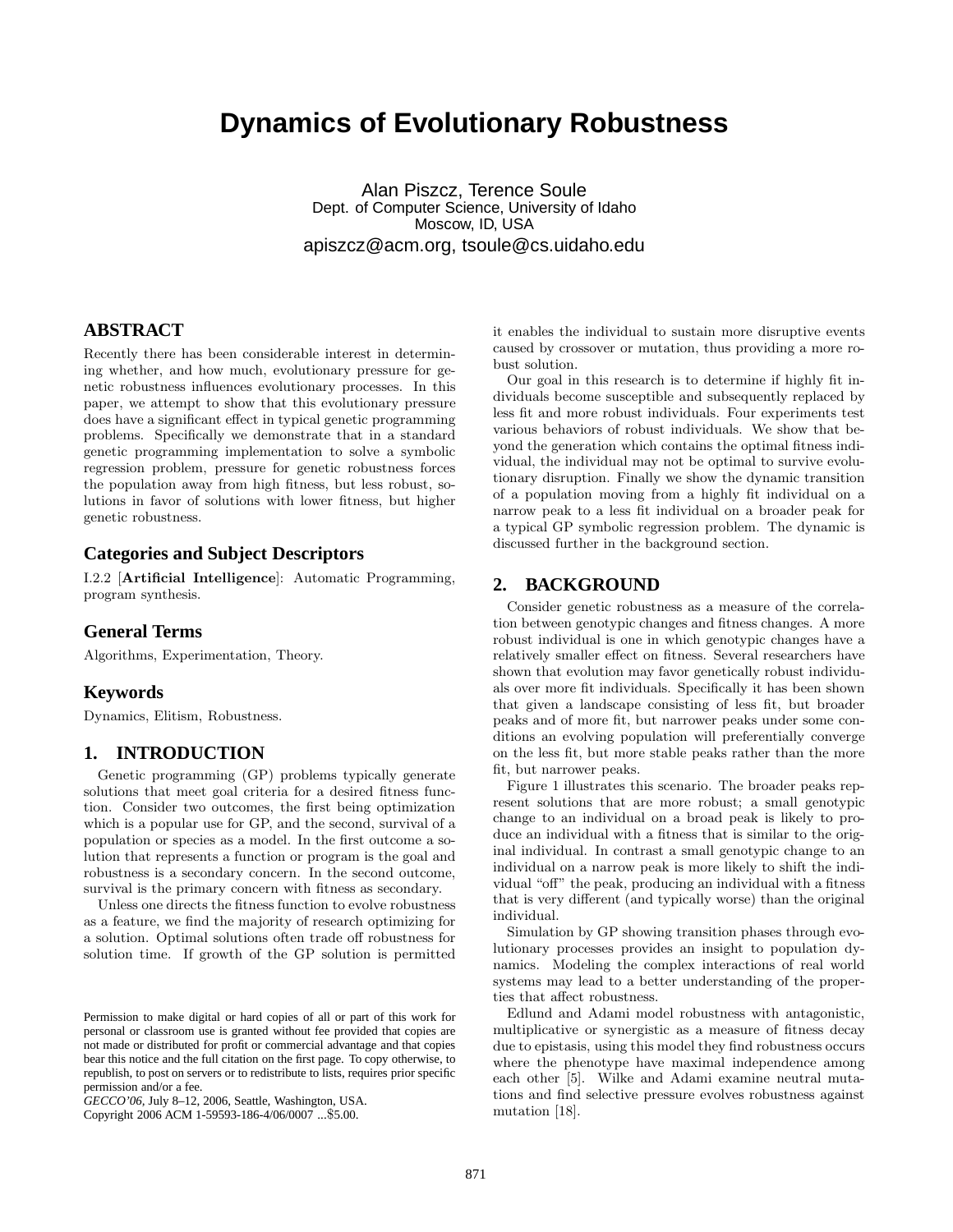# Dynamics of Evolutionary Robustness

Alan Piszcz, Terence Soule
Dept. of Computer Science, University of Idaho
Moscow, ID, USA
apiszcz@acm.org, tsoule@cs.uidaho.edu

## ABSTRACT

Recently there has been considerable interest in determining whether, and how much, evolutionary pressure for genetic robustness influences evolutionary processes. In this paper, we attempt to show that this evolutionary pressure does have a significant effect in typical genetic programming problems. Specifically we demonstrate that in a standard genetic programming implementation to solve a symbolic regression problem, pressure for genetic robustness forces the population away from high fitness, but less robust, solutions in favor of solutions with lower fitness, but higher genetic robustness.

## Categories and Subject Descriptors

I.2.2 [**Artificial Intelligence**]: Automatic Programming, program synthesis.

## General Terms

Algorithms, Experimentation, Theory.

## Keywords

Dynamics, Elitism, Robustness.

## 1. INTRODUCTION

Genetic programming (GP) problems typically generate solutions that meet goal criteria for a desired fitness function. Consider two outcomes, the first being optimization which is a popular use for GP, and the second, survival of a population or species as a model. In the first outcome a solution that represents a function or program is the goal and robustness is a secondary concern. In the second outcome, survival is the primary concern with fitness as secondary.

Unless one directs the fitness function to evolve robustness as a feature, we find the majority of research optimizing for a solution. Optimal solutions often trade off robustness for solution time. If growth of the GP solution is permitted it enables the individual to sustain more disruptive events caused by crossover or mutation, thus providing a more robust solution.

Our goal in this research is to determine if highly fit individuals become susceptible and subsequently replaced by less fit and more robust individuals. Four experiments test various behaviors of robust individuals. We show that beyond the generation which contains the optimal fitness individual, the individual may not be optimal to survive evolutionary disruption. Finally we show the dynamic transition of a population moving from a highly fit individual on a narrow peak to a less fit individual on a broader peak for a typical GP symbolic regression problem. The dynamic is discussed further in the background section.

## 2. BACKGROUND

Consider genetic robustness as a measure of the correlation between genotypic changes and fitness changes. A more robust individual is one in which genotypic changes have a relatively smaller effect on fitness. Several researchers have shown that evolution may favor genetically robust individuals over more fit individuals. Specifically it has been shown that given a landscape consisting of less fit, but broader peaks and of more fit, but narrower peaks under some conditions an evolving population will preferentially converge on the less fit, but more stable peaks rather than the more fit, but narrower peaks.

Figure 1 illustrates this scenario. The broader peaks represent solutions that are more robust; a small genotypic change to an individual on a broad peak is likely to produce an individual with a fitness that is similar to the original individual. In contrast a small genotypic change to an individual on a narrow peak is more likely to shift the individual "off" the peak, producing an individual with a fitness that is very different (and typically worse) than the original individual.

Simulation by GP showing transition phases through evolutionary processes provides an insight to population dynamics. Modeling the complex interactions of real world systems may lead to a better understanding of the properties that affect robustness.

Edlund and Adami model robustness with antagonistic, multiplicative or synergistic as a measure of fitness decay due to epistasis, using this model they find robustness occurs where the phenotype have maximal independence among each other [5]. Wilke and Adami examine neutral mutations and find selective pressure evolves robustness against mutation [18].

Permission to make digital or hard copies of all or part of this work for personal or classroom use is granted without fee provided that copies are not made or distributed for profit or commercial advantage and that copies bear this notice and the full citation on the first page. To copy otherwise, to republish, to post on servers or to redistribute to lists, requires prior specific permission and/or a fee.
*GECCO'06*, July 8–12, 2006, Seattle, Washington, USA.
Copyright 2006 ACM 1-59593-186-4/06/0007 ...$5.00.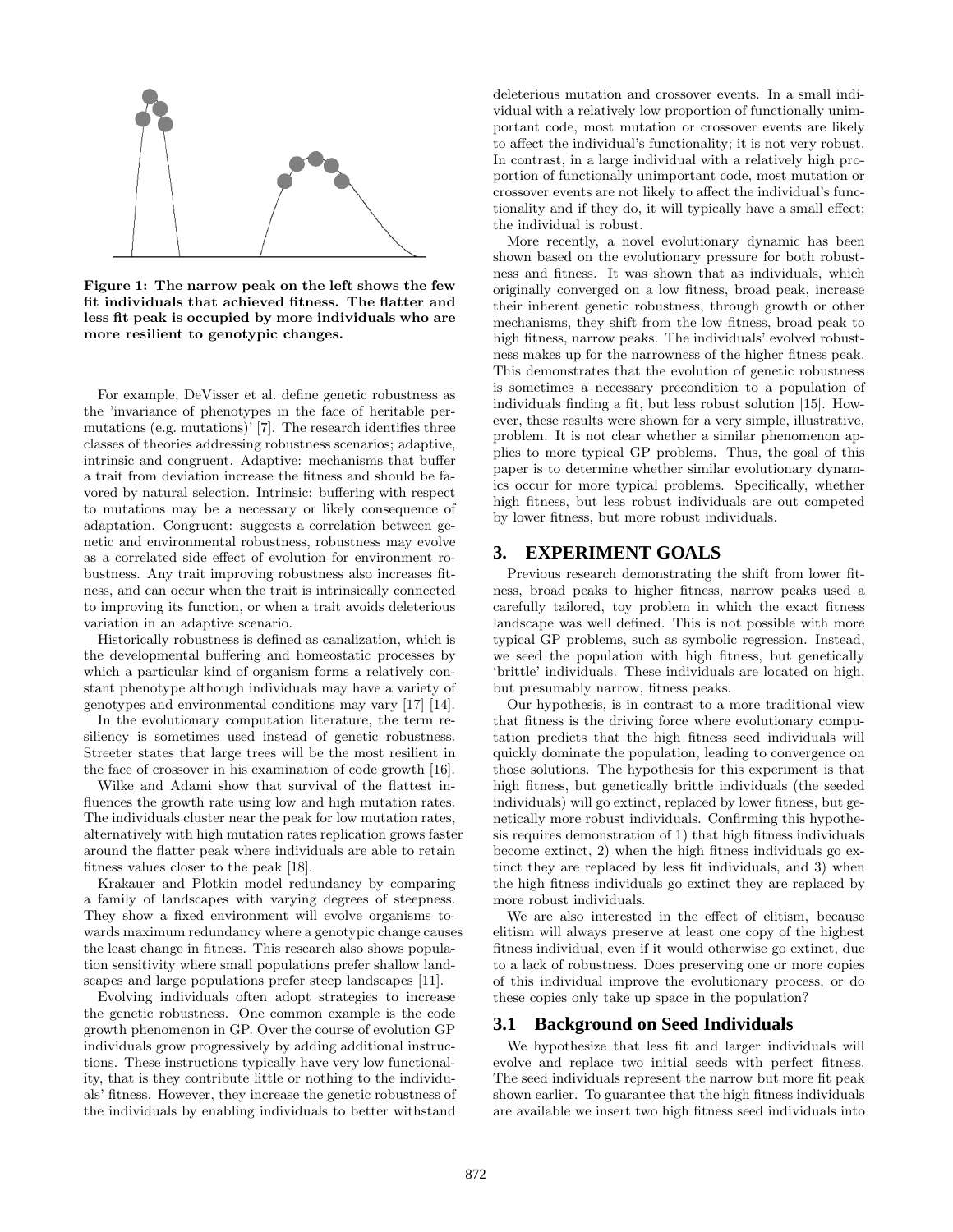Figure 1: The narrow peak on the left shows the few fit individuals that achieved fitness. The flatter and less fit peak is occupied by more individuals who are more resilient to genotypic changes.

For example, DeVisser et al. define genetic robustness as the 'invariance of phenotypes in the face of heritable permutations (e.g. mutations)' [7]. The research identifies three classes of theories addressing robustness scenarios; adaptive, intrinsic and congruent. Adaptive: mechanisms that buffer a trait from deviation increase the fitness and should be favored by natural selection. Intrinsic: buffering with respect to mutations may be a necessary or likely consequence of adaptation. Congruent: suggests a correlation between genetic and environmental robustness, robustness may evolve as a correlated side effect of evolution for environment robustness. Any trait improving robustness also increases fitness, and can occur when the trait is intrinsically connected to improving its function, or when a trait avoids deleterious variation in an adaptive scenario.

Historically robustness is defined as canalization, which is the developmental buffering and homeostatic processes by which a particular kind of organism forms a relatively constant phenotype although individuals may have a variety of genotypes and environmental conditions may vary [17] [14].

In the evolutionary computation literature, the term resiliency is sometimes used instead of genetic robustness. Streeter states that large trees will be the most resilient in the face of crossover in his examination of code growth [16].

Wilke and Adami show that survival of the flattest influences the growth rate using low and high mutation rates. The individuals cluster near the peak for low mutation rates, alternatively with high mutation rates replication grows faster around the flatter peak where individuals are able to retain fitness values closer to the peak [18].

Krakauer and Plotkin model redundancy by comparing a family of landscapes with varying degrees of steepness. They show a fixed environment will evolve organisms towards maximum redundancy where a genotypic change causes the least change in fitness. This research also shows population sensitivity where small populations prefer shallow landscapes and large populations prefer steep landscapes [11].

Evolving individuals often adopt strategies to increase the genetic robustness. One common example is the code growth phenomenon in GP. Over the course of evolution GP individuals grow progressively by adding additional instructions. These instructions typically have very low functionality, that is they contribute little or nothing to the individuals' fitness. However, they increase the genetic robustness of the individuals by enabling individuals to better withstand deleterious mutation and crossover events. In a small individual with a relatively low proportion of functionally unimportant code, most mutation or crossover events are likely to affect the individual's functionality; it is not very robust. In contrast, in a large individual with a relatively high proportion of functionally unimportant code, most mutation or crossover events are not likely to affect the individual's functionality and if they do, it will typically have a small effect; the individual is robust.

More recently, a novel evolutionary dynamic has been shown based on the evolutionary pressure for both robustness and fitness. It was shown that as individuals, which originally converged on a low fitness, broad peak, increase their inherent genetic robustness, through growth or other mechanisms, they shift from the low fitness, broad peak to high fitness, narrow peaks. The individuals' evolved robustness makes up for the narrowness of the higher fitness peak. This demonstrates that the evolution of genetic robustness is sometimes a necessary precondition to a population of individuals finding a fit, but less robust solution [15]. However, these results were shown for a very simple, illustrative, problem. It is not clear whether a similar phenomenon applies to more typical GP problems. Thus, the goal of this paper is to determine whether similar evolutionary dynamics occur for more typical problems. Specifically, whether high fitness, but less robust individuals are out competed by lower fitness, but more robust individuals.

## 3. EXPERIMENT GOALS

Previous research demonstrating the shift from lower fitness, broad peaks to higher fitness, narrow peaks used a carefully tailored, toy problem in which the exact fitness landscape was well defined. This is not possible with more typical GP problems, such as symbolic regression. Instead, we seed the population with high fitness, but genetically 'brittle' individuals. These individuals are located on high, but presumably narrow, fitness peaks.

Our hypothesis, is in contrast to a more traditional view that fitness is the driving force where evolutionary computation predicts that the high fitness seed individuals will quickly dominate the population, leading to convergence on those solutions. The hypothesis for this experiment is that high fitness, but genetically brittle individuals (the seeded individuals) will go extinct, replaced by lower fitness, but genetically more robust individuals. Confirming this hypothesis requires demonstration of 1) that high fitness individuals become extinct, 2) when the high fitness individuals go extinct they are replaced by less fit individuals, and 3) when the high fitness individuals go extinct they are replaced by more robust individuals.

We are also interested in the effect of elitism, because elitism will always preserve at least one copy of the highest fitness individual, even if it would otherwise go extinct, due to a lack of robustness. Does preserving one or more copies of this individual improve the evolutionary process, or do these copies only take up space in the population?

### 3.1 Background on Seed Individuals

We hypothesize that less fit and larger individuals will evolve and replace two initial seeds with perfect fitness. The seed individuals represent the narrow but more fit peak shown earlier. To guarantee that the high fitness individuals are available we insert two high fitness seed individuals into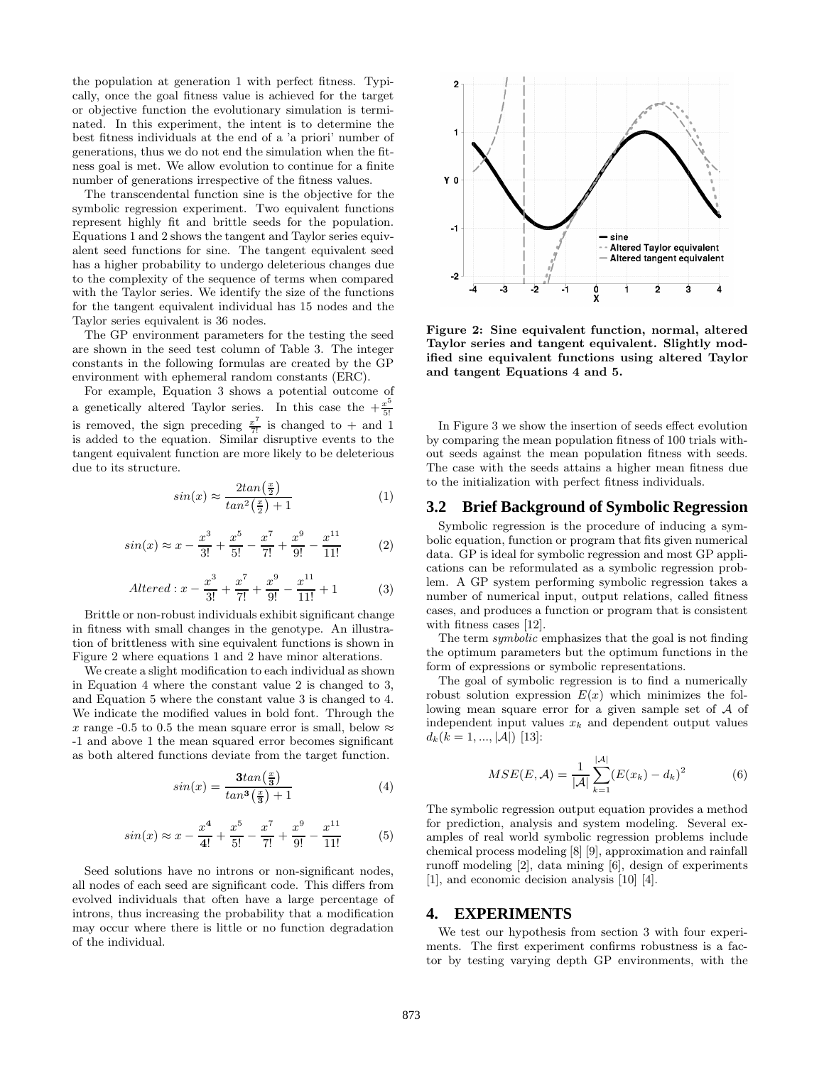the population at generation 1 with perfect fitness. Typically, once the goal fitness value is achieved for the target or objective function the evolutionary simulation is terminated. In this experiment, the intent is to determine the best fitness individuals at the end of a 'a priori' number of generations, thus we do not end the simulation when the fitness goal is met. We allow evolution to continue for a finite number of generations irrespective of the fitness values.

The transcendental function sine is the objective for the symbolic regression experiment. Two equivalent functions represent highly fit and brittle seeds for the population. Equations 1 and 2 shows the tangent and Taylor series equivalent seed functions for sine. The tangent equivalent seed has a higher probability to undergo deleterious changes due to the complexity of the sequence of terms when compared with the Taylor series. We identify the size of the functions for the tangent equivalent individual has 15 nodes and the Taylor series equivalent is 36 nodes.

The GP environment parameters for the testing the seed are shown in the seed test column of Table 3. The integer constants in the following formulas are created by the GP environment with ephemeral random constants (ERC).

For example, Equation 3 shows a potential outcome of a genetically altered Taylor series. In this case the $+\frac{x^5}{5!}$ is removed, the sign preceding $\frac{x^7}{7!}$ is changed to + and 1 is added to the equation. Similar disruptive events to the tangent equivalent function are more likely to be deleterious due to its structure.

$$sin(x) \approx \frac{2tan\left(\frac{x}{2}\right)}{tan^2\left(\frac{x}{2}\right)+1} \tag{1}$$

$$sin(x) \approx x - \frac{x^3}{3!} + \frac{x^5}{5!} - \frac{x^7}{7!} + \frac{x^9}{9!} - \frac{x^{11}}{11!} \tag{2}$$

$$Altered: x - \frac{x^3}{3!} + \frac{x^7}{7!} + \frac{x^9}{9!} - \frac{x^{11}}{11!} + 1 \tag{3}$$

Brittle or non-robust individuals exhibit significant change in fitness with small changes in the genotype. An illustration of brittleness with sine equivalent functions is shown in Figure 2 where equations 1 and 2 have minor alterations.

We create a slight modification to each individual as shown in Equation 4 where the constant value 2 is changed to 3, and Equation 5 where the constant value 3 is changed to 4. We indicate the modified values in bold font. Through the $x$ range -0.5 to 0.5 the mean square error is small, below $\approx$ -1 and above 1 the mean squared error becomes significant as both altered functions deviate from the target function.

$$sin(x) = \frac{\mathbf{3}tan\left(\frac{x}{\mathbf{3}}\right)}{tan^{\mathbf{3}}\left(\frac{x}{\mathbf{3}}\right)+1} \tag{4}$$

$$sin(x) \approx x - \frac{x^{\mathbf{4}}}{\mathbf{4}!} + \frac{x^5}{5!} - \frac{x^7}{7!} + \frac{x^9}{9!} - \frac{x^{11}}{11!} \tag{5}$$

Seed solutions have no introns or non-significant nodes, all nodes of each seed are significant code. This differs from evolved individuals that often have a large percentage of introns, thus increasing the probability that a modification may occur where there is little or no function degradation of the individual.

**Figure 2: Sine equivalent function, normal, altered Taylor series and tangent equivalent. Slightly modified sine equivalent functions using altered Taylor and tangent Equations 4 and 5.**

In Figure 3 we show the insertion of seeds effect evolution by comparing the mean population fitness of 100 trials without seeds against the mean population fitness with seeds. The case with the seeds attains a higher mean fitness due to the initialization with perfect fitness individuals.

### 3.2 Brief Background of Symbolic Regression

Symbolic regression is the procedure of inducing a symbolic equation, function or program that fits given numerical data. GP is ideal for symbolic regression and most GP applications can be reformulated as a symbolic regression problem. A GP system performing symbolic regression takes a number of numerical input, output relations, called fitness cases, and produces a function or program that is consistent with fitness cases [12].

The term *symbolic* emphasizes that the goal is not finding the optimum parameters but the optimum functions in the form of expressions or symbolic representations.

The goal of symbolic regression is to find a numerically robust solution expression $E(x)$ which minimizes the following mean square error for a given sample set of $\mathcal{A}$ of independent input values $x_k$ and dependent output values $d_k (k = 1, ..., |\mathcal{A}|)$ [13]:

$$MSE(E, \mathcal{A}) = \frac{1}{|\mathcal{A}|}\sum_{k=1}^{|\mathcal{A}|}(E(x_k) - d_k)^2 \tag{6}$$

The symbolic regression output equation provides a method for prediction, analysis and system modeling. Several examples of real world symbolic regression problems include chemical process modeling [8] [9], approximation and rainfall runoff modeling [2], data mining [6], design of experiments [1], and economic decision analysis [10] [4].

## 4. EXPERIMENTS

We test our hypothesis from section 3 with four experiments. The first experiment confirms robustness is a factor by testing varying depth GP environments, with the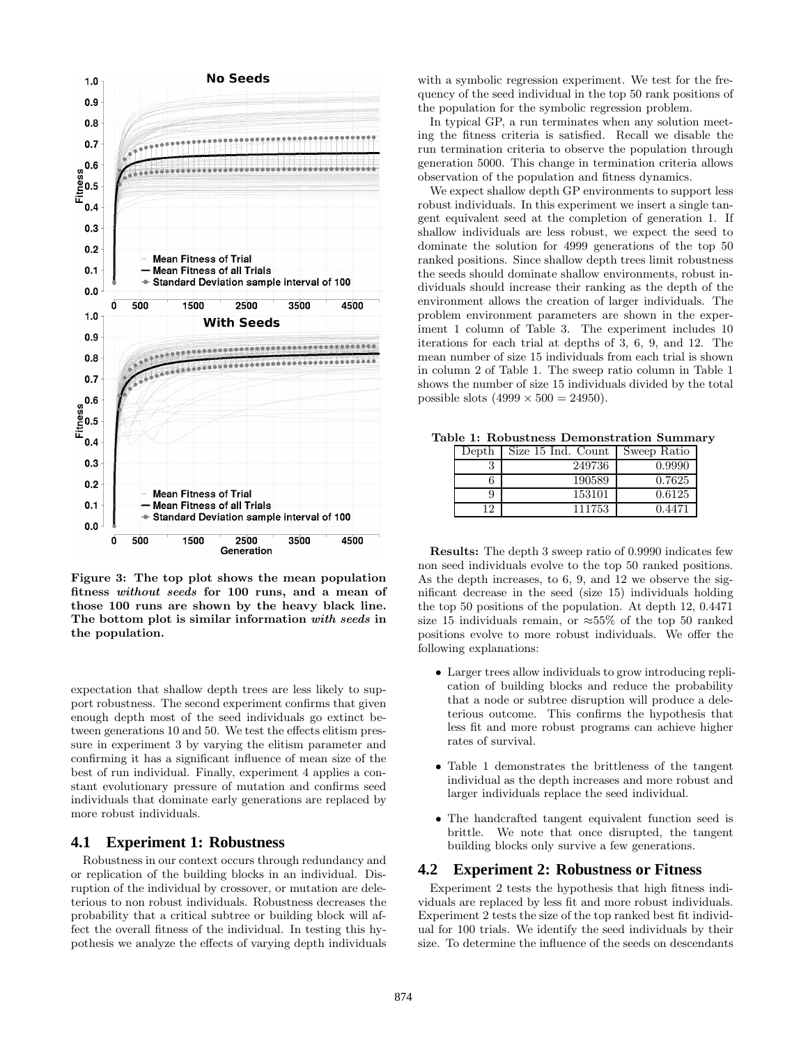Figure 3: The top plot shows the mean population fitness *without seeds* for 100 runs, and a mean of those 100 runs are shown by the heavy black line. The bottom plot is similar information *with seeds* in the population.

expectation that shallow depth trees are less likely to support robustness. The second experiment confirms that given enough depth most of the seed individuals go extinct between generations 10 and 50. We test the effects elitism pressure in experiment 3 by varying the elitism parameter and confirming it has a significant influence of mean size of the best of run individual. Finally, experiment 4 applies a constant evolutionary pressure of mutation and confirms seed individuals that dominate early generations are replaced by more robust individuals.

## 4.1 Experiment 1: Robustness

Robustness in our context occurs through redundancy and or replication of the building blocks in an individual. Disruption of the individual by crossover, or mutation are deleterious to non robust individuals. Robustness decreases the probability that a critical subtree or building block will affect the overall fitness of the individual. In testing this hypothesis we analyze the effects of varying depth individuals with a symbolic regression experiment. We test for the frequency of the seed individual in the top 50 rank positions of the population for the symbolic regression problem.

In typical GP, a run terminates when any solution meeting the fitness criteria is satisfied. Recall we disable the run termination criteria to observe the population through generation 5000. This change in termination criteria allows observation of the population and fitness dynamics.

We expect shallow depth GP environments to support less robust individuals. In this experiment we insert a single tangent equivalent seed at the completion of generation 1. If shallow individuals are less robust, we expect the seed to dominate the solution for 4999 generations of the top 50 ranked positions. Since shallow depth trees limit robustness the seeds should dominate shallow environments, robust individuals should increase their ranking as the depth of the environment allows the creation of larger individuals. The problem environment parameters are shown in the experiment 1 column of Table 3. The experiment includes 10 iterations for each trial at depths of 3, 6, 9, and 12. The mean number of size 15 individuals from each trial is shown in column 2 of Table 1. The sweep ratio column in Table 1 shows the number of size 15 individuals divided by the total possible slots ($4999 \times 500 = 24950$).

**Table 1: Robustness Demonstration Summary**

| Depth | Size 15 Ind. Count | Sweep Ratio |
|---|---|---|
| 3 | 249736 | 0.9990 |
| 6 | 190589 | 0.7625 |
| 9 | 153101 | 0.6125 |
| 12 | 111753 | 0.4471 |

**Results:** The depth 3 sweep ratio of 0.9990 indicates few non seed individuals evolve to the top 50 ranked positions. As the depth increases, to 6, 9, and 12 we observe the significant decrease in the seed (size 15) individuals holding the top 50 positions of the population. At depth 12, 0.4471 size 15 individuals remain, or ≈55% of the top 50 ranked positions evolve to more robust individuals. We offer the following explanations:

- Larger trees allow individuals to grow introducing replication of building blocks and reduce the probability that a node or subtree disruption will produce a deleterious outcome. This confirms the hypothesis that less fit and more robust programs can achieve higher rates of survival.
- Table 1 demonstrates the brittleness of the tangent individual as the depth increases and more robust and larger individuals replace the seed individual.
- The handcrafted tangent equivalent function seed is brittle. We note that once disrupted, the tangent building blocks only survive a few generations.

## 4.2 Experiment 2: Robustness or Fitness

Experiment 2 tests the hypothesis that high fitness individuals are replaced by less fit and more robust individuals. Experiment 2 tests the size of the top ranked best fit individual for 100 trials. We identify the seed individuals by their size. To determine the influence of the seeds on descendants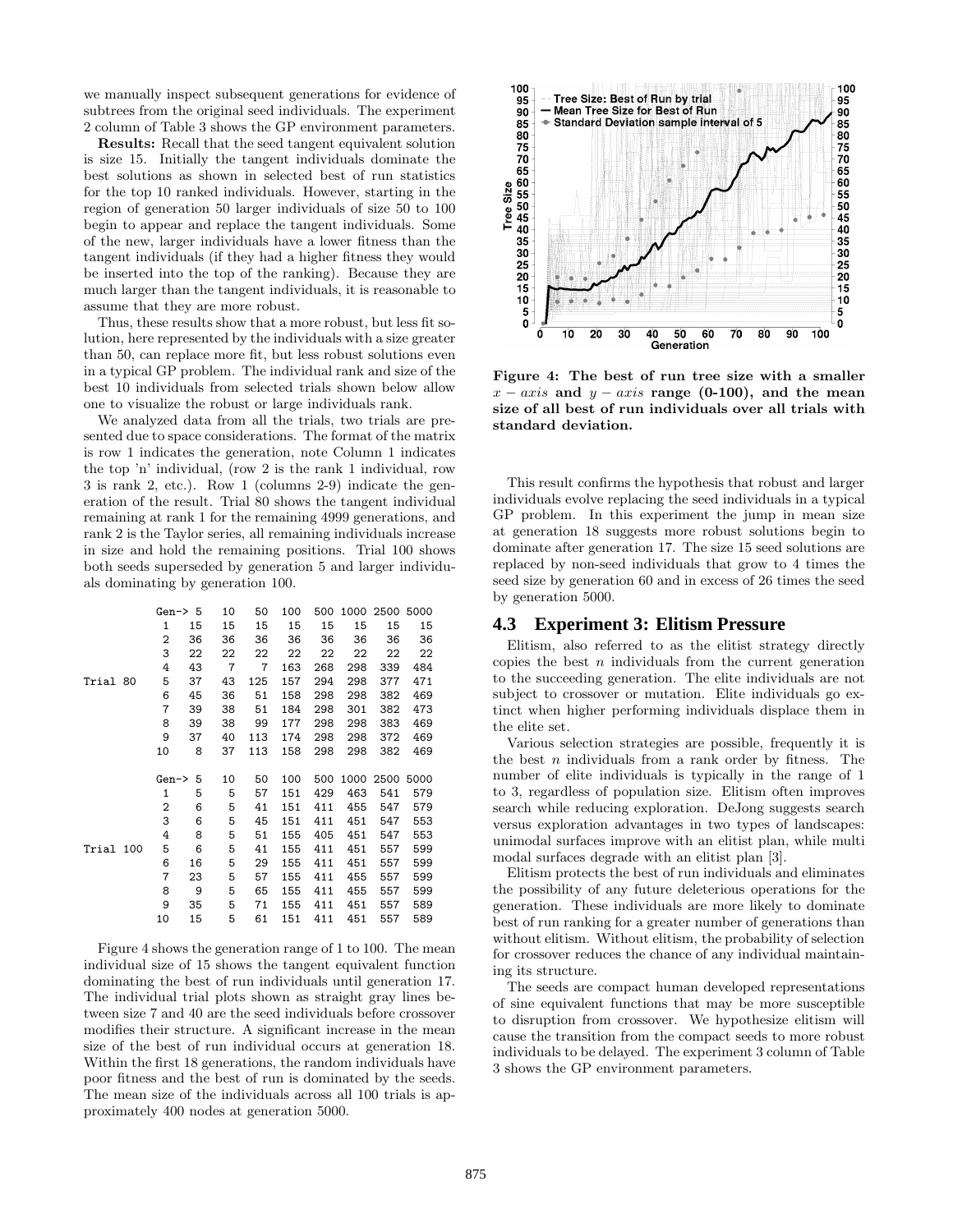we manually inspect subsequent generations for evidence of subtrees from the original seed individuals. The experiment 2 column of Table 3 shows the GP environment parameters.

**Results:** Recall that the seed tangent equivalent solution is size 15. Initially the tangent individuals dominate the best solutions as shown in selected best of run statistics for the top 10 ranked individuals. However, starting in the region of generation 50 larger individuals of size 50 to 100 begin to appear and replace the tangent individuals. Some of the new, larger individuals have a lower fitness than the tangent individuals (if they had a higher fitness they would be inserted into the top of the ranking). Because they are much larger than the tangent individuals, it is reasonable to assume that they are more robust.

Thus, these results show that a more robust, but less fit solution, here represented by the individuals with a size greater than 50, can replace more fit, but less robust solutions even in a typical GP problem. The individual rank and size of the best 10 individuals from selected trials shown below allow one to visualize the robust or large individuals rank.

We analyzed data from all the trials, two trials are presented due to space considerations. The format of the matrix is row 1 indicates the generation, note Column 1 indicates the top 'n' individual, (row 2 is the rank 1 individual, row 3 is rank 2, etc.). Row 1 (columns 2-9) indicate the generation of the result. Trial 80 shows the tangent individual remaining at rank 1 for the remaining 4999 generations, and rank 2 is the Taylor series, all remaining individuals increase in size and hold the remaining positions. Trial 100 shows both seeds superseded by generation 5 and larger individuals dominating by generation 100.

| | Gen-> | 5 | 10 | 50 | 100 | 500 | 1000 | 2500 | 5000 |
|---|---|---|---|---|---|---|---|---|---|
| | 1 | 15 | 15 | 15 | 15 | 15 | 15 | 15 | 15 |
| | 2 | 36 | 36 | 36 | 36 | 36 | 36 | 36 | 36 |
| | 3 | 22 | 22 | 22 | 22 | 22 | 22 | 22 | 22 |
| | 4 | 43 | 7 | 7 | 163 | 268 | 298 | 339 | 484 |
| Trial 80 | 5 | 37 | 43 | 125 | 157 | 294 | 298 | 377 | 471 |
| | 6 | 45 | 36 | 51 | 158 | 298 | 298 | 382 | 469 |
| | 7 | 39 | 38 | 51 | 184 | 298 | 301 | 382 | 473 |
| | 8 | 39 | 38 | 99 | 177 | 298 | 298 | 383 | 469 |
| | 9 | 37 | 40 | 113 | 174 | 298 | 298 | 372 | 469 |
| | 10 | 8 | 37 | 113 | 158 | 298 | 298 | 382 | 469 |

| | Gen-> | 5 | 10 | 50 | 100 | 500 | 1000 | 2500 | 5000 |
|---|---|---|---|---|---|---|---|---|---|
| | 1 | 5 | 5 | 57 | 151 | 429 | 463 | 541 | 579 |
| | 2 | 6 | 5 | 41 | 151 | 411 | 455 | 547 | 579 |
| | 3 | 6 | 5 | 45 | 151 | 411 | 451 | 547 | 553 |
| | 4 | 8 | 5 | 51 | 155 | 405 | 451 | 547 | 553 |
| Trial 100 | 5 | 6 | 5 | 41 | 155 | 411 | 451 | 557 | 599 |
| | 6 | 16 | 5 | 29 | 155 | 411 | 451 | 557 | 599 |
| | 7 | 23 | 5 | 57 | 155 | 411 | 455 | 557 | 599 |
| | 8 | 9 | 5 | 65 | 155 | 411 | 455 | 557 | 599 |
| | 9 | 35 | 5 | 71 | 155 | 411 | 451 | 557 | 589 |
| | 10 | 15 | 5 | 61 | 151 | 411 | 451 | 557 | 589 |

Figure 4 shows the generation range of 1 to 100. The mean individual size of 15 shows the tangent equivalent function dominating the best of run individuals until generation 17. The individual trial plots shown as straight gray lines between size 7 and 40 are the seed individuals before crossover modifies their structure. A significant increase in the mean size of the best of run individual occurs at generation 18. Within the first 18 generations, the random individuals have poor fitness and the best of run is dominated by the seeds. The mean size of the individuals across all 100 trials is approximately 400 nodes at generation 5000.

**Figure 4: The best of run tree size with a smaller $x-axis$ and $y-axis$ range (0-100), and the mean size of all best of run individuals over all trials with standard deviation.**

This result confirms the hypothesis that robust and larger individuals evolve replacing the seed individuals in a typical GP problem. In this experiment the jump in mean size at generation 18 suggests more robust solutions begin to dominate after generation 17. The size 15 seed solutions are replaced by non-seed individuals that grow to 4 times the seed size by generation 60 and in excess of 26 times the seed by generation 5000.

## 4.3 Experiment 3: Elitism Pressure

Elitism, also referred to as the elitist strategy directly copies the best $n$ individuals from the current generation to the succeeding generation. The elite individuals are not subject to crossover or mutation. Elite individuals go extinct when higher performing individuals displace them in the elite set.

Various selection strategies are possible, frequently it is the best $n$ individuals from a rank order by fitness. The number of elite individuals is typically in the range of 1 to 3, regardless of population size. Elitism often improves search while reducing exploration. DeJong suggests search versus exploration advantages in two types of landscapes: unimodal surfaces improve with an elitist plan, while multi modal surfaces degrade with an elitist plan [3].

Elitism protects the best of run individuals and eliminates the possibility of any future deleterious operations for the generation. These individuals are more likely to dominate best of run ranking for a greater number of generations than without elitism. Without elitism, the probability of selection for crossover reduces the chance of any individual maintaining its structure.

The seeds are compact human developed representations of sine equivalent functions that may be more susceptible to disruption from crossover. We hypothesize elitism will cause the transition from the compact seeds to more robust individuals to be delayed. The experiment 3 column of Table 3 shows the GP environment parameters.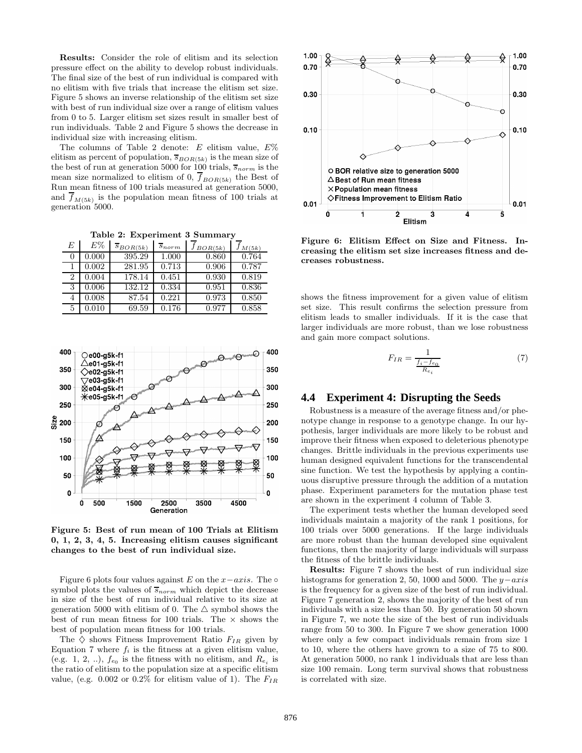**Results:** Consider the role of elitism and its selection pressure effect on the ability to develop robust individuals. The final size of the best of run individual is compared with no elitism with five trials that increase the elitism set size. Figure 5 shows an inverse relationship of the elitism set size with best of run individual size over a range of elitism values from 0 to 5. Larger elitism set sizes result in smaller best of run individuals. Table 2 and Figure 5 shows the decrease in individual size with increasing elitism.

The columns of Table 2 denote: $E$ elitism value, $E\%$ elitism as percent of population, $\overline{s}_{BOR(5k)}$ is the mean size of the best of run at generation 5000 for 100 trials, $\overline{s}_{norm}$ is the mean size normalized to elitism of 0, $\overline{f}_{BOR(5k)}$ the Best of Run mean fitness of 100 trials measured at generation 5000, and $\overline{f}_{M(5k)}$ is the population mean fitness of 100 trials at generation 5000.

**Table 2: Experiment 3 Summary**

| $E$ | $E\%$ | $\overline{s}_{BOR(5k)}$ | $\overline{s}_{norm}$ | $\overline{f}_{BOR(5k)}$ | $\overline{f}_{M(5k)}$ |
|---|---|---|---|---|---|
| 0 | 0.000 | 395.29 | 1.000 | 0.860 | 0.764 |
| 1 | 0.002 | 281.95 | 0.713 | 0.906 | 0.787 |
| 2 | 0.004 | 178.14 | 0.451 | 0.930 | 0.819 |
| 3 | 0.006 | 132.12 | 0.334 | 0.951 | 0.836 |
| 4 | 0.008 | 87.54 | 0.221 | 0.973 | 0.850 |
| 5 | 0.010 | 69.59 | 0.176 | 0.977 | 0.858 |

**Figure 5: Best of run mean of 100 Trials at Elitism 0, 1, 2, 3, 4, 5. Increasing elitism causes significant changes to the best of run individual size.**

Figure 6 plots four values against $E$ on the $x-axis$. The $\circ$ symbol plots the values of $\overline{s}_{norm}$ which depict the decrease in size of the best of run individual relative to its size at generation 5000 with elitism of 0. The $\triangle$ symbol shows the best of run mean fitness for 100 trials. The $\times$ shows the best of population mean fitness for 100 trials.

The $\diamondsuit$ shows Fitness Improvement Ratio $F_{IR}$ given by Equation 7 where $f_i$ is the fitness at a given elitism value, (e.g. 1, 2, ..), $f_{e_0}$ is the fitness with no elitism, and $R_{e_i}$ is the ratio of elitism to the population size at a specific elitism value, (e.g. 0.002 or 0.2% for elitism value of 1). The $F_{IR}$ shows the fitness improvement for a given value of elitism set size. This result confirms the selection pressure from elitism leads to smaller individuals. If it is the case that larger individuals are more robust, than we lose robustness and gain more compact solutions.

**Figure 6: Elitism Effect on Size and Fitness. Increasing the elitism set size increases fitness and decreases robustness.**

$$F_{IR} = \frac{1}{\frac{f_i - f_{e_0}}{R_{e_i}}} \tag{7}$$

## 4.4 Experiment 4: Disrupting the Seeds

Robustness is a measure of the average fitness and/or phenotype change in response to a genotype change. In our hypothesis, larger individuals are more likely to be robust and improve their fitness when exposed to deleterious phenotype changes. Brittle individuals in the previous experiments use human designed equivalent functions for the transcendental sine function. We test the hypothesis by applying a continuous disruptive pressure through the addition of a mutation phase. Experiment parameters for the mutation phase test are shown in the experiment 4 column of Table 3.

The experiment tests whether the human developed seed individuals maintain a majority of the rank 1 positions, for 100 trials over 5000 generations. If the large individuals are more robust than the human developed sine equivalent functions, then the majority of large individuals will surpass the fitness of the brittle individuals.

**Results:** Figure 7 shows the best of run individual size histograms for generation 2, 50, 1000 and 5000. The $y-axis$ is the frequency for a given size of the best of run individual. Figure 7 generation 2, shows the majority of the best of run individuals with a size less than 50. By generation 50 shown in Figure 7, we note the size of the best of run individuals range from 50 to 300. In Figure 7 we show generation 1000 where only a few compact individuals remain from size 1 to 10, where the others have grown to a size of 75 to 800. At generation 5000, no rank 1 individuals that are less than size 100 remain. Long term survival shows that robustness is correlated with size.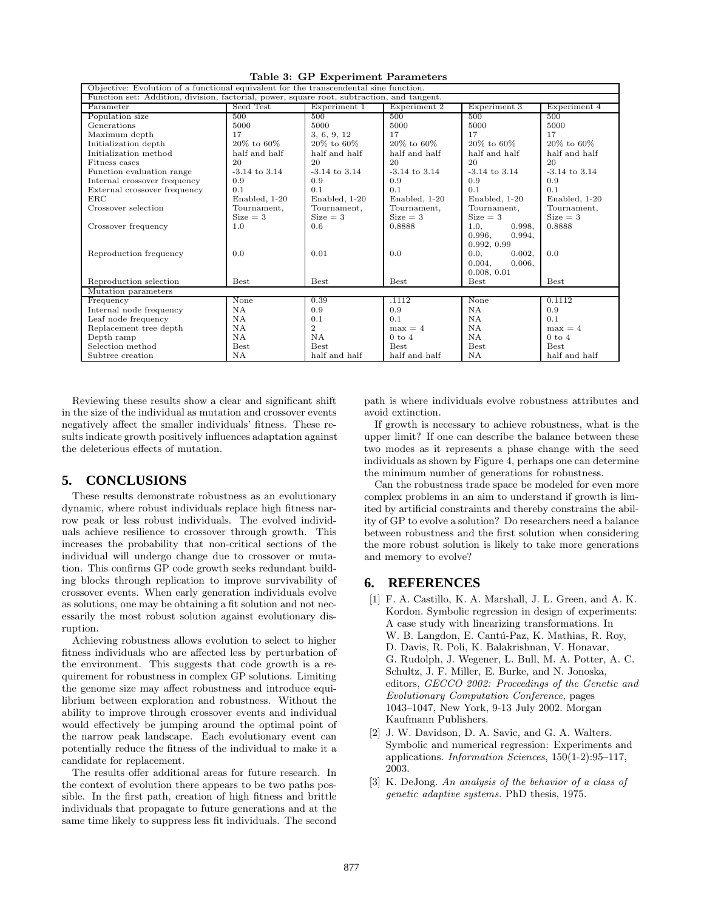**Table 3: GP Experiment Parameters**

| Objective: Evolution of a functional equivalent for the transcendental sine function. | | | | | |
|---|---|---|---|---|---|
| Function set: Addition, division, factorial, power, square root, subtraction, and tangent. | | | | | |
| Parameter | Seed Test | Experiment 1 | Experiment 2 | Experiment 3 | Experiment 4 |
| Population size | 500 | 500 | 500 | 500 | 500 |
| Generations | 5000 | 5000 | 5000 | 5000 | 5000 |
| Maximum depth | 17 | 3, 6, 9, 12 | 17 | 17 | 17 |
| Initialization depth | 20% to 60% | 20% to 60% | 20% to 60% | 20% to 60% | 20% to 60% |
| Initialization method | half and half | half and half | half and half | half and half | half and half |
| Fitness cases | 20 | 20 | 20 | 20 | 20 |
| Function evaluation range | -3.14 to 3.14 | -3.14 to 3.14 | -3.14 to 3.14 | -3.14 to 3.14 | -3.14 to 3.14 |
| Internal crossover frequency | 0.9 | 0.9 | 0.9 | 0.9 | 0.9 |
| External crossover frequency | 0.1 | 0.1 | 0.1 | 0.1 | 0.1 |
| ERC | Enabled, 1-20 | Enabled, 1-20 | Enabled, 1-20 | Enabled, 1-20 | Enabled, 1-20 |
| Crossover selection | Tournament, Size = 3 | Tournament, Size = 3 | Tournament, Size = 3 | Tournament, Size = 3 | Tournament, Size = 3 |
| Crossover frequency | 1.0 | 0.6 | 0.8888 | 1.0, 0.998, 0.996, 0.994, 0.992, 0.99 | 0.8888 |
| Reproduction frequency | 0.0 | 0.01 | 0.0 | 0.0, 0.002, 0.004, 0.006, 0.008, 0.01 | 0.0 |
| Reproduction selection | Best | Best | Best | Best | Best |
| Mutation parameters | | | | | |
| Frequency | None | 0.39 | .1112 | None | 0.1112 |
| Internal node frequency | NA | 0.9 | 0.9 | NA | 0.9 |
| Leaf node frequency | NA | 0.1 | 0.1 | NA | 0.1 |
| Replacement tree depth | NA | 2 | max = 4 | NA | max = 4 |
| Depth ramp | NA | NA | 0 to 4 | NA | 0 to 4 |
| Selection method | Best | Best | Best | Best | Best |
| Subtree creation | NA | half and half | half and half | NA | half and half |

Reviewing these results show a clear and significant shift in the size of the individual as mutation and crossover events negatively affect the smaller individuals' fitness. These results indicate growth positively influences adaptation against the deleterious effects of mutation.

## 5. CONCLUSIONS

These results demonstrate robustness as an evolutionary dynamic, where robust individuals replace high fitness narrow peak or less robust individuals. The evolved individuals achieve resilience to crossover through growth. This increases the probability that non-critical sections of the individual will undergo change due to crossover or mutation. This confirms GP code growth seeks redundant building blocks through replication to improve survivability of crossover events. When early generation individuals evolve as solutions, one may be obtaining a fit solution and not necessarily the most robust solution against evolutionary disruption.

Achieving robustness allows evolution to select to higher fitness individuals who are affected less by perturbation of the environment. This suggests that code growth is a requirement for robustness in complex GP solutions. Limiting the genome size may affect robustness and introduce equilibrium between exploration and robustness. Without the ability to improve through crossover events and individual would effectively be jumping around the optimal point of the narrow peak landscape. Each evolutionary event can potentially reduce the fitness of the individual to make it a candidate for replacement.

The results offer additional areas for future research. In the context of evolution there appears to be two paths possible. In the first path, creation of high fitness and brittle individuals that propagate to future generations and at the same time likely to suppress less fit individuals. The second path is where individuals evolve robustness attributes and avoid extinction.

If growth is necessary to achieve robustness, what is the upper limit? If one can describe the balance between these two modes as it represents a phase change with the seed individuals as shown by Figure 4, perhaps one can determine the minimum number of generations for robustness.

Can the robustness trade space be modeled for even more complex problems in an aim to understand if growth is limited by artificial constraints and thereby constrains the ability of GP to evolve a solution? Do researchers need a balance between robustness and the first solution when considering the more robust solution is likely to take more generations and memory to evolve?

## 6. REFERENCES

[1] F. A. Castillo, K. A. Marshall, J. L. Green, and A. K. Kordon. Symbolic regression in design of experiments: A case study with linearizing transformations. In W. B. Langdon, E. Cantú-Paz, K. Mathias, R. Roy, D. Davis, R. Poli, K. Balakrishnan, V. Honavar, G. Rudolph, J. Wegener, L. Bull, M. A. Potter, A. C. Schultz, J. F. Miller, E. Burke, and N. Jonoska, editors, *GECCO 2002: Proceedings of the Genetic and Evolutionary Computation Conference*, pages 1043–1047, New York, 9-13 July 2002. Morgan Kaufmann Publishers.

[2] J. W. Davidson, D. A. Savic, and G. A. Walters. Symbolic and numerical regression: Experiments and applications. *Information Sciences*, 150(1-2):95–117, 2003.

[3] K. DeJong. *An analysis of the behavior of a class of genetic adaptive systems*. PhD thesis, 1975.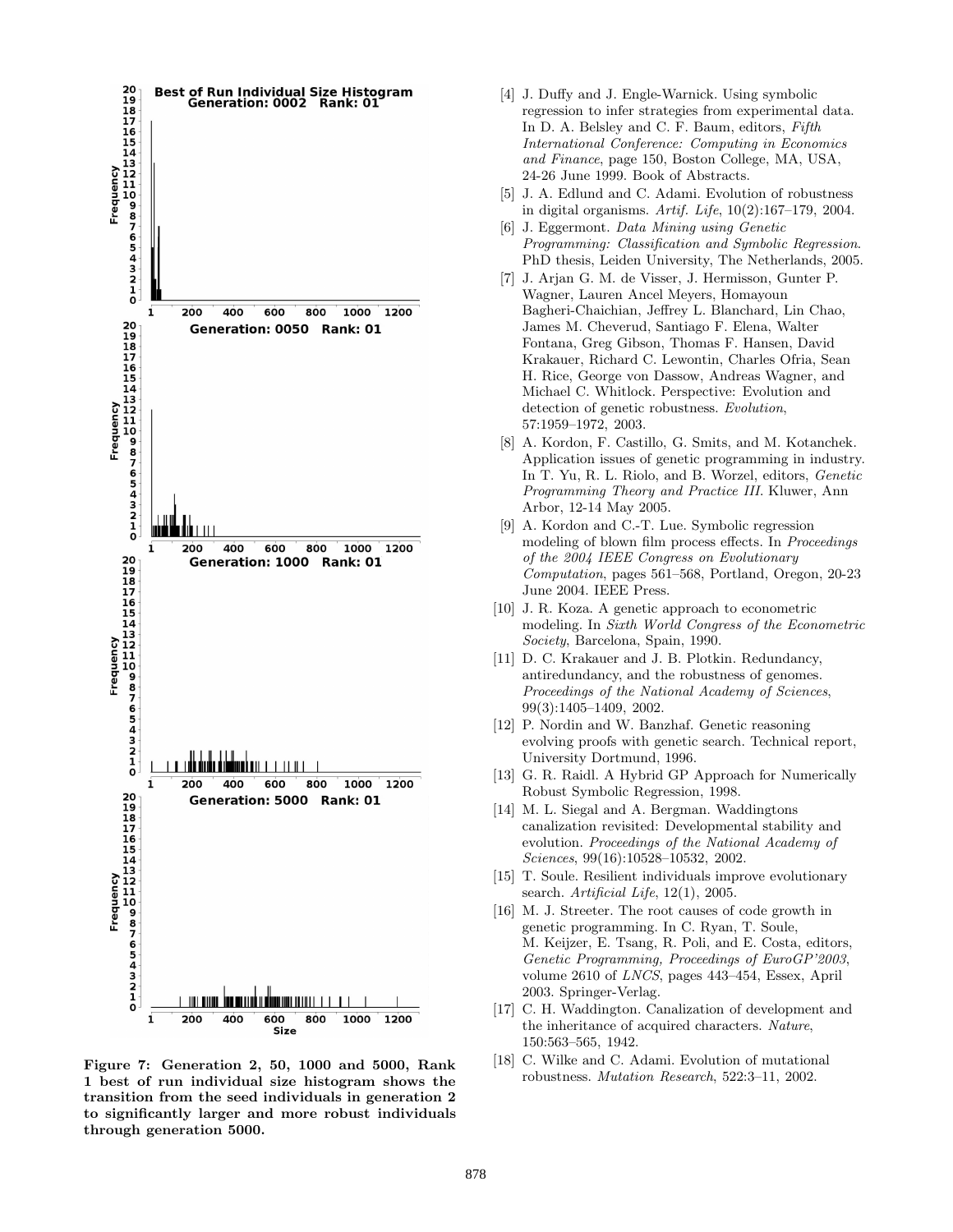Best of Run Individual Size Histogram
Generation: 0002 Rank: 01

Generation: 0050 Rank: 01

Generation: 1000 Rank: 01

Generation: 5000 Rank: 01

Frequency

Size

1 200 400 600 800 1000 1200

0 1 2 3 4 5 6 7 8 9 10 11 12 13 14 15 16 17 18 19 20

**Figure 7: Generation 2, 50, 1000 and 5000, Rank 1 best of run individual size histogram shows the transition from the seed individuals in generation 2 to significantly larger and more robust individuals through generation 5000.**

[4] J. Duffy and J. Engle-Warnick. Using symbolic regression to infer strategies from experimental data. In D. A. Belsley and C. F. Baum, editors, *Fifth International Conference: Computing in Economics and Finance*, page 150, Boston College, MA, USA, 24-26 June 1999. Book of Abstracts.

[5] J. A. Edlund and C. Adami. Evolution of robustness in digital organisms. *Artif. Life*, 10(2):167–179, 2004.

[6] J. Eggermont. *Data Mining using Genetic Programming: Classification and Symbolic Regression*. PhD thesis, Leiden University, The Netherlands, 2005.

[7] J. Arjan G. M. de Visser, J. Hermisson, Gunter P. Wagner, Lauren Ancel Meyers, Homayoun Bagheri-Chaichian, Jeffrey L. Blanchard, Lin Chao, James M. Cheverud, Santiago F. Elena, Walter Fontana, Greg Gibson, Thomas F. Hansen, David Krakauer, Richard C. Lewontin, Charles Ofria, Sean H. Rice, George von Dassow, Andreas Wagner, and Michael C. Whitlock. Perspective: Evolution and detection of genetic robustness. *Evolution*, 57:1959–1972, 2003.

[8] A. Kordon, F. Castillo, G. Smits, and M. Kotanchek. Application issues of genetic programming in industry. In T. Yu, R. L. Riolo, and B. Worzel, editors, *Genetic Programming Theory and Practice III*. Kluwer, Ann Arbor, 12-14 May 2005.

[9] A. Kordon and C.-T. Lue. Symbolic regression modeling of blown film process effects. In *Proceedings of the 2004 IEEE Congress on Evolutionary Computation*, pages 561–568, Portland, Oregon, 20-23 June 2004. IEEE Press.

[10] J. R. Koza. A genetic approach to econometric modeling. In *Sixth World Congress of the Econometric Society*, Barcelona, Spain, 1990.

[11] D. C. Krakauer and J. B. Plotkin. Redundancy, antiredundancy, and the robustness of genomes. *Proceedings of the National Academy of Sciences*, 99(3):1405–1409, 2002.

[12] P. Nordin and W. Banzhaf. Genetic reasoning evolving proofs with genetic search. Technical report, University Dortmund, 1996.

[13] G. R. Raidl. A Hybrid GP Approach for Numerically Robust Symbolic Regression, 1998.

[14] M. L. Siegal and A. Bergman. Waddingtons canalization revisited: Developmental stability and evolution. *Proceedings of the National Academy of Sciences*, 99(16):10528–10532, 2002.

[15] T. Soule. Resilient individuals improve evolutionary search. *Artificial Life*, 12(1), 2005.

[16] M. J. Streeter. The root causes of code growth in genetic programming. In C. Ryan, T. Soule, M. Keijzer, E. Tsang, R. Poli, and E. Costa, editors, *Genetic Programming, Proceedings of EuroGP'2003*, volume 2610 of *LNCS*, pages 443–454, Essex, April 2003. Springer-Verlag.

[17] C. H. Waddington. Canalization of development and the inheritance of acquired characters. *Nature*, 150:563–565, 1942.

[18] C. Wilke and C. Adami. Evolution of mutational robustness. *Mutation Research*, 522:3–11, 2002.